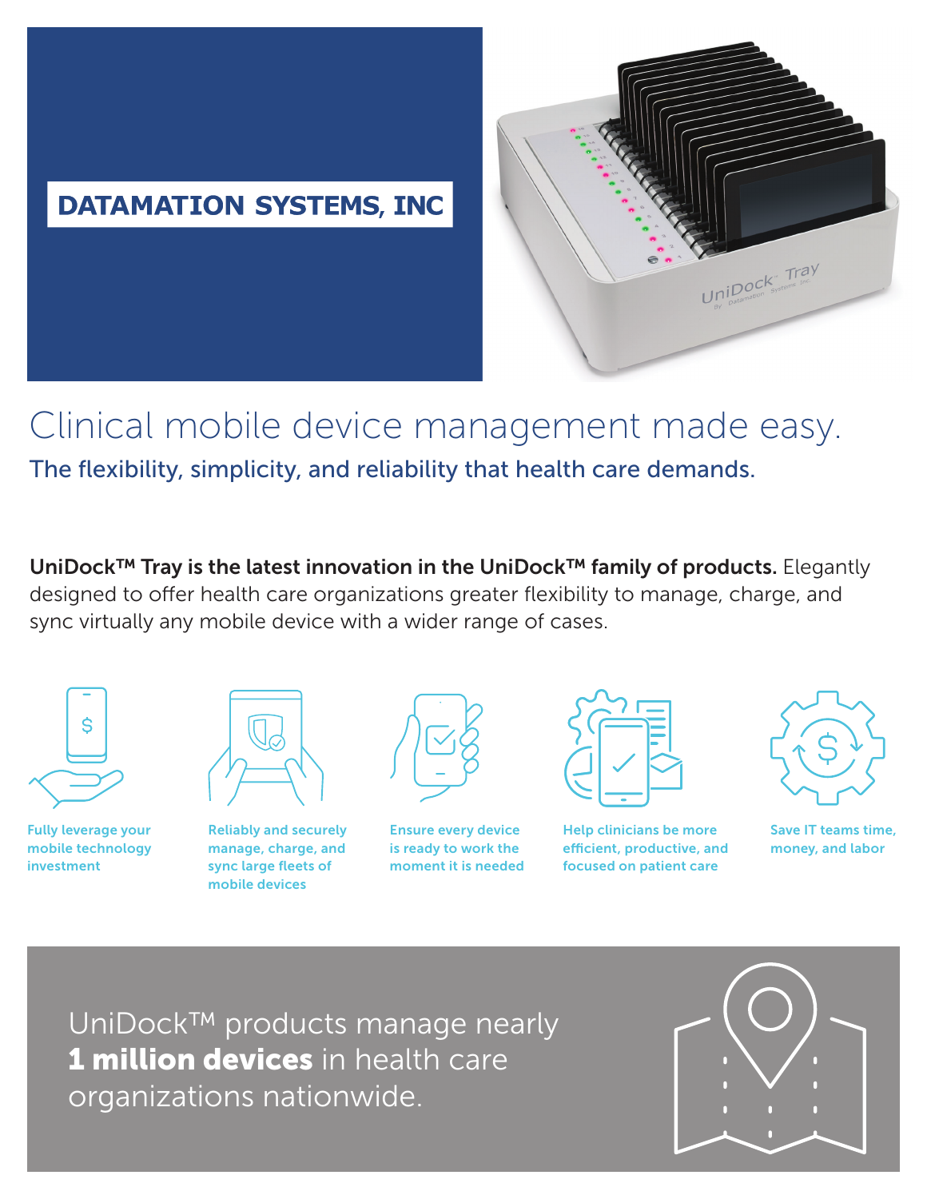**DATAMATION SYSTEMS, INC**

# Clinical mobile device management made easy.

## The flexibility, simplicity, and reliability that health care demands.

**UniDock™ Tray is the latest innovation in the UniDock™ family of products.** Elegantly designed to offer health care organizations greater flexibility to manage, charge, and sync virtually any mobile device with a wider range of cases.

- **Fully leverage your mobile technology investment**
- **Reliably and securely manage, charge, and sync large fleets of mobile devices**
- **Ensure every device is ready to work the moment it is needed**
- **Help clinicians be more efficient, productive, and focused on patient care**
- **Save IT teams time, money, and labor**

UniDock™ products manage nearly **1 million devices** in health care organizations nationwide.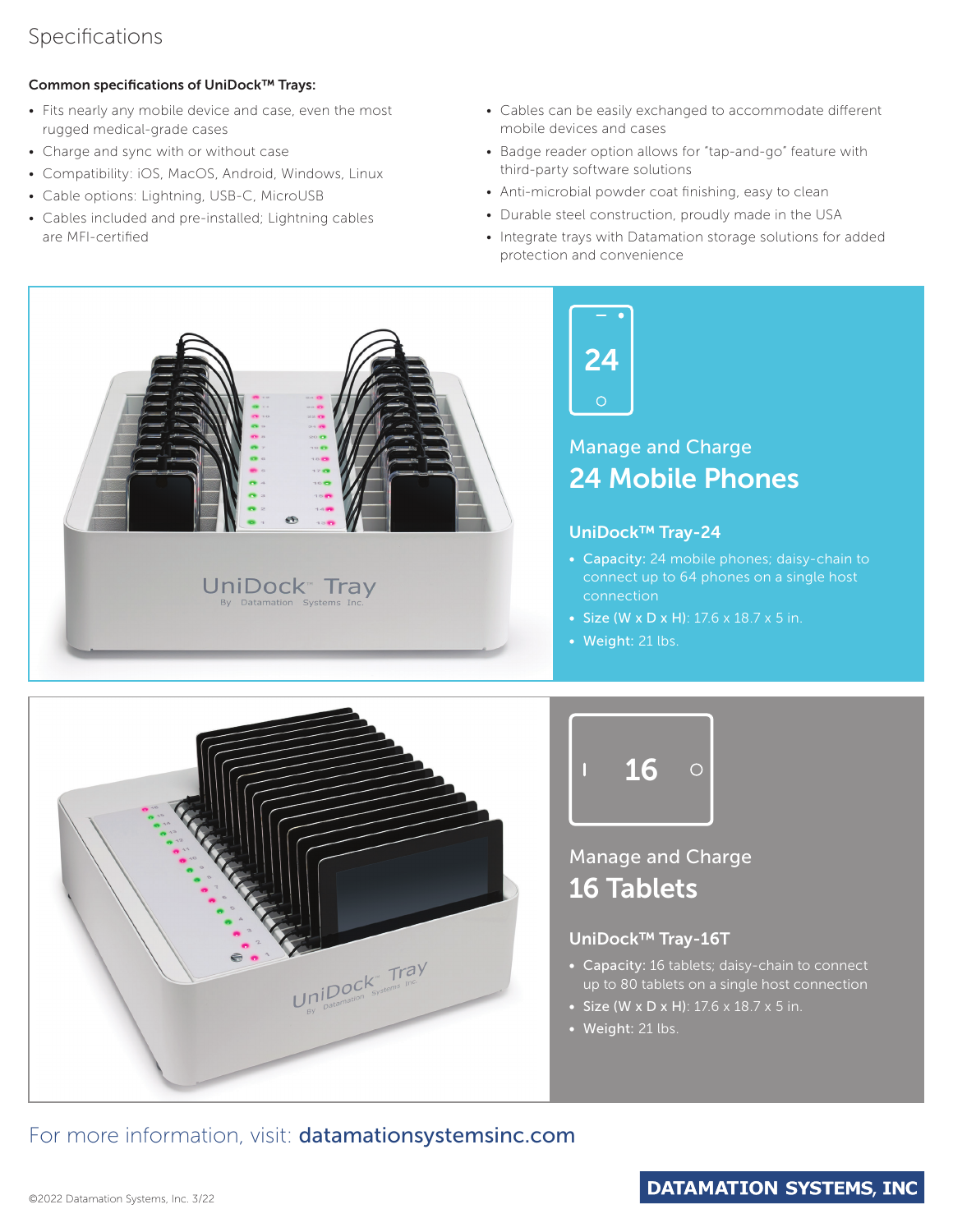# Specifications

**Common specifications of UniDock™ Trays:**

- Fits nearly any mobile device and case, even the most rugged medical-grade cases
- Charge and sync with or without case
- Compatibility: iOS, MacOS, Android, Windows, Linux
- Cable options: Lightning, USB-C, MicroUSB
- Cables included and pre-installed; Lightning cables are MFI-certified
- Cables can be easily exchanged to accommodate different mobile devices and cases
- Badge reader option allows for "tap-and-go" feature with third-party software solutions
- Anti-microbial powder coat finishing, easy to clean
- Durable steel construction, proudly made in the USA
- Integrate trays with Datamation storage solutions for added protection and convenience

24

Manage and Charge

## 24 Mobile Phones

### UniDock™ Tray-24

- **Capacity:** 24 mobile phones; daisy-chain to connect up to 64 phones on a single host connection
- **Size (W x D x H):** 17.6 x 18.7 x 5 in.
- **Weight:** 21 lbs.

16

Manage and Charge

## 16 Tablets

### UniDock™ Tray-16T

- **Capacity:** 16 tablets; daisy-chain to connect up to 80 tablets on a single host connection
- **Size (W x D x H):** 17.6 x 18.7 x 5 in.
- **Weight:** 21 lbs.

For more information, visit: **datamationsystemsinc.com**

©2022 Datamation Systems, Inc. 3/22

**DATAMATION SYSTEMS, INC**